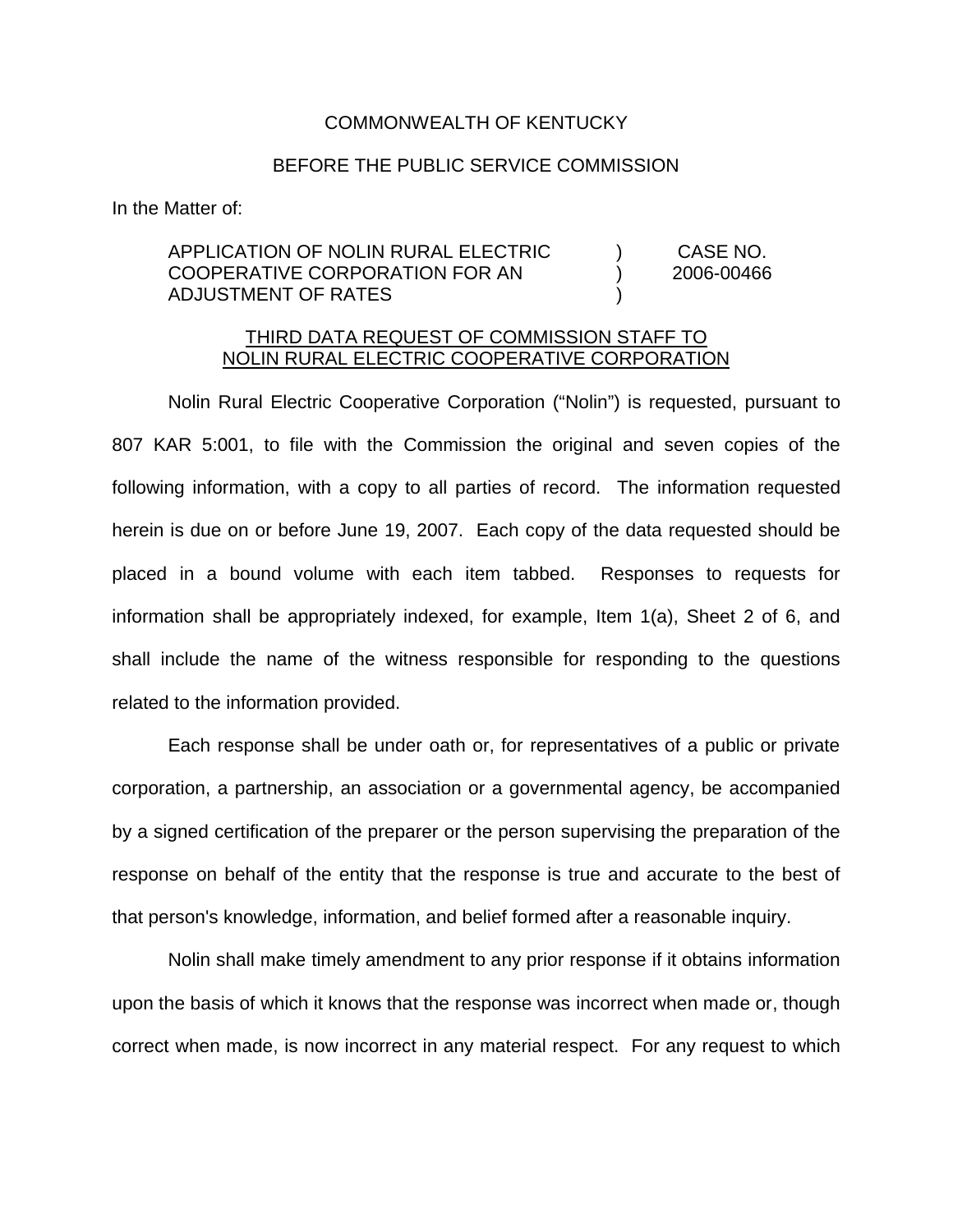COMMONWEALTH OF KENTUCKY

BEFORE THE PUBLIC SERVICE COMMISSION

In the Matter of:

| | | |
|---|---|---|
| APPLICATION OF NOLIN RURAL ELECTRIC COOPERATIVE CORPORATION FOR AN ADJUSTMENT OF RATES | ) ) ) | CASE NO. 2006-00466 |

THIRD DATA REQUEST OF COMMISSION STAFF TO NOLIN RURAL ELECTRIC COOPERATIVE CORPORATION

Nolin Rural Electric Cooperative Corporation ("Nolin") is requested, pursuant to 807 KAR 5:001, to file with the Commission the original and seven copies of the following information, with a copy to all parties of record. The information requested herein is due on or before June 19, 2007. Each copy of the data requested should be placed in a bound volume with each item tabbed. Responses to requests for information shall be appropriately indexed, for example, Item 1(a), Sheet 2 of 6, and shall include the name of the witness responsible for responding to the questions related to the information provided.

Each response shall be under oath or, for representatives of a public or private corporation, a partnership, an association or a governmental agency, be accompanied by a signed certification of the preparer or the person supervising the preparation of the response on behalf of the entity that the response is true and accurate to the best of that person's knowledge, information, and belief formed after a reasonable inquiry.

Nolin shall make timely amendment to any prior response if it obtains information upon the basis of which it knows that the response was incorrect when made or, though correct when made, is now incorrect in any material respect. For any request to which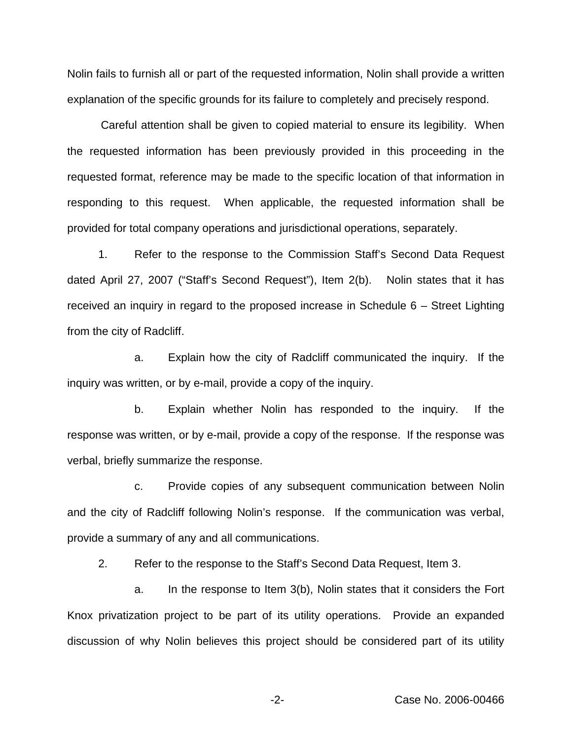Nolin fails to furnish all or part of the requested information, Nolin shall provide a written explanation of the specific grounds for its failure to completely and precisely respond.

Careful attention shall be given to copied material to ensure its legibility. When the requested information has been previously provided in this proceeding in the requested format, reference may be made to the specific location of that information in responding to this request. When applicable, the requested information shall be provided for total company operations and jurisdictional operations, separately.

1. Refer to the response to the Commission Staff's Second Data Request dated April 27, 2007 ("Staff's Second Request"), Item 2(b). Nolin states that it has received an inquiry in regard to the proposed increase in Schedule 6 – Street Lighting from the city of Radcliff.

   a. Explain how the city of Radcliff communicated the inquiry. If the inquiry was written, or by e-mail, provide a copy of the inquiry.

   b. Explain whether Nolin has responded to the inquiry. If the response was written, or by e-mail, provide a copy of the response. If the response was verbal, briefly summarize the response.

   c. Provide copies of any subsequent communication between Nolin and the city of Radcliff following Nolin's response. If the communication was verbal, provide a summary of any and all communications.

2. Refer to the response to the Staff's Second Data Request, Item 3.

   a. In the response to Item 3(b), Nolin states that it considers the Fort Knox privatization project to be part of its utility operations. Provide an expanded discussion of why Nolin believes this project should be considered part of its utility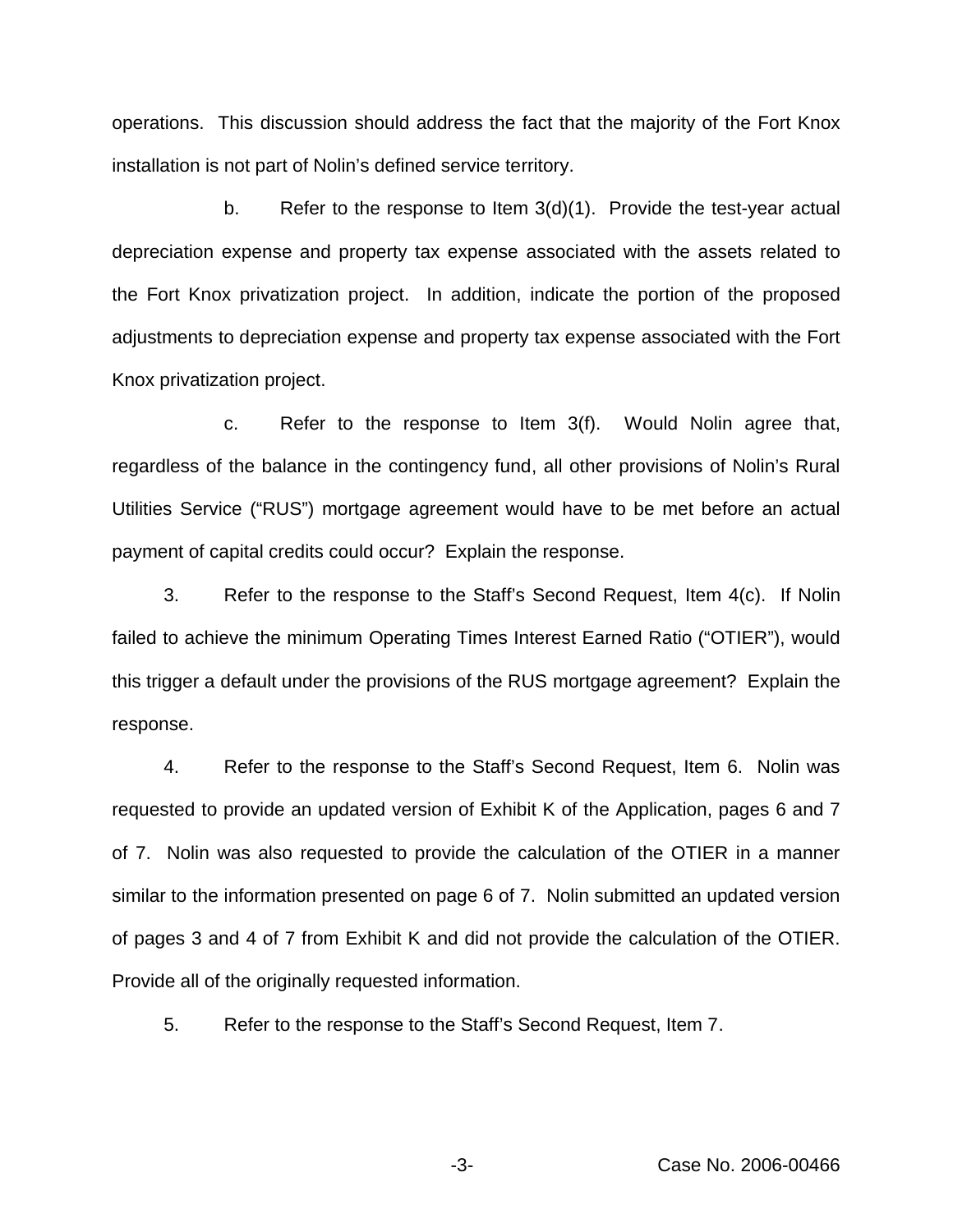operations. This discussion should address the fact that the majority of the Fort Knox installation is not part of Nolin's defined service territory.

b. Refer to the response to Item 3(d)(1). Provide the test-year actual depreciation expense and property tax expense associated with the assets related to the Fort Knox privatization project. In addition, indicate the portion of the proposed adjustments to depreciation expense and property tax expense associated with the Fort Knox privatization project.

c. Refer to the response to Item 3(f). Would Nolin agree that, regardless of the balance in the contingency fund, all other provisions of Nolin's Rural Utilities Service ("RUS") mortgage agreement would have to be met before an actual payment of capital credits could occur? Explain the response.

3. Refer to the response to the Staff's Second Request, Item 4(c). If Nolin failed to achieve the minimum Operating Times Interest Earned Ratio ("OTIER"), would this trigger a default under the provisions of the RUS mortgage agreement? Explain the response.

4. Refer to the response to the Staff's Second Request, Item 6. Nolin was requested to provide an updated version of Exhibit K of the Application, pages 6 and 7 of 7. Nolin was also requested to provide the calculation of the OTIER in a manner similar to the information presented on page 6 of 7. Nolin submitted an updated version of pages 3 and 4 of 7 from Exhibit K and did not provide the calculation of the OTIER. Provide all of the originally requested information.

5. Refer to the response to the Staff's Second Request, Item 7.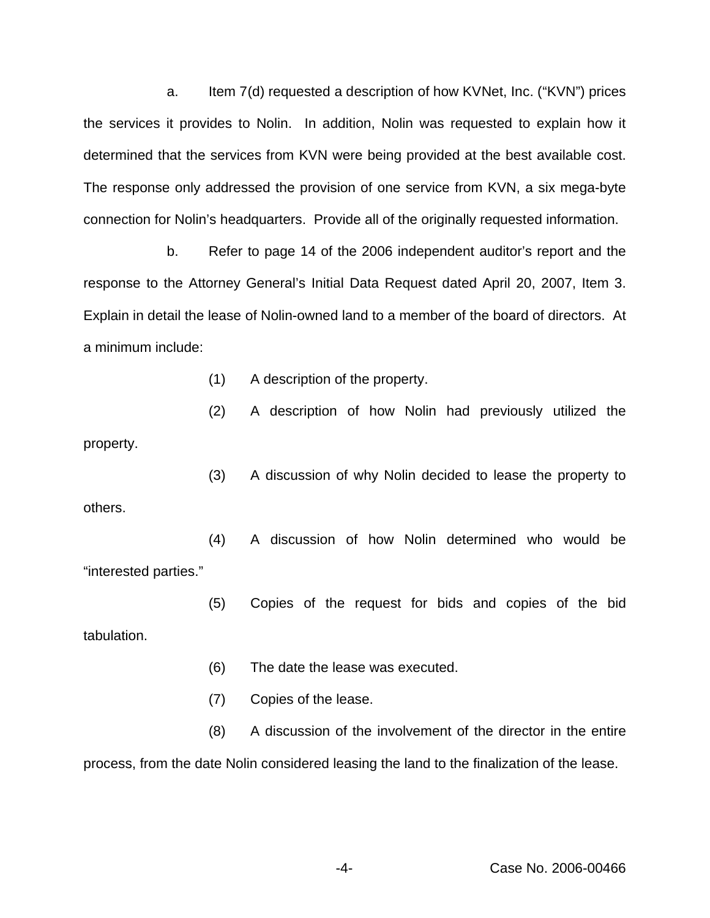a. Item 7(d) requested a description of how KVNet, Inc. ("KVN") prices the services it provides to Nolin. In addition, Nolin was requested to explain how it determined that the services from KVN were being provided at the best available cost. The response only addressed the provision of one service from KVN, a six mega-byte connection for Nolin's headquarters. Provide all of the originally requested information.

b. Refer to page 14 of the 2006 independent auditor's report and the response to the Attorney General's Initial Data Request dated April 20, 2007, Item 3. Explain in detail the lease of Nolin-owned land to a member of the board of directors. At a minimum include:

(1) A description of the property.

(2) A description of how Nolin had previously utilized the property.

(3) A discussion of why Nolin decided to lease the property to others.

(4) A discussion of how Nolin determined who would be "interested parties."

(5) Copies of the request for bids and copies of the bid tabulation.

(6) The date the lease was executed.

(7) Copies of the lease.

(8) A discussion of the involvement of the director in the entire process, from the date Nolin considered leasing the land to the finalization of the lease.

Case No. 2006-00466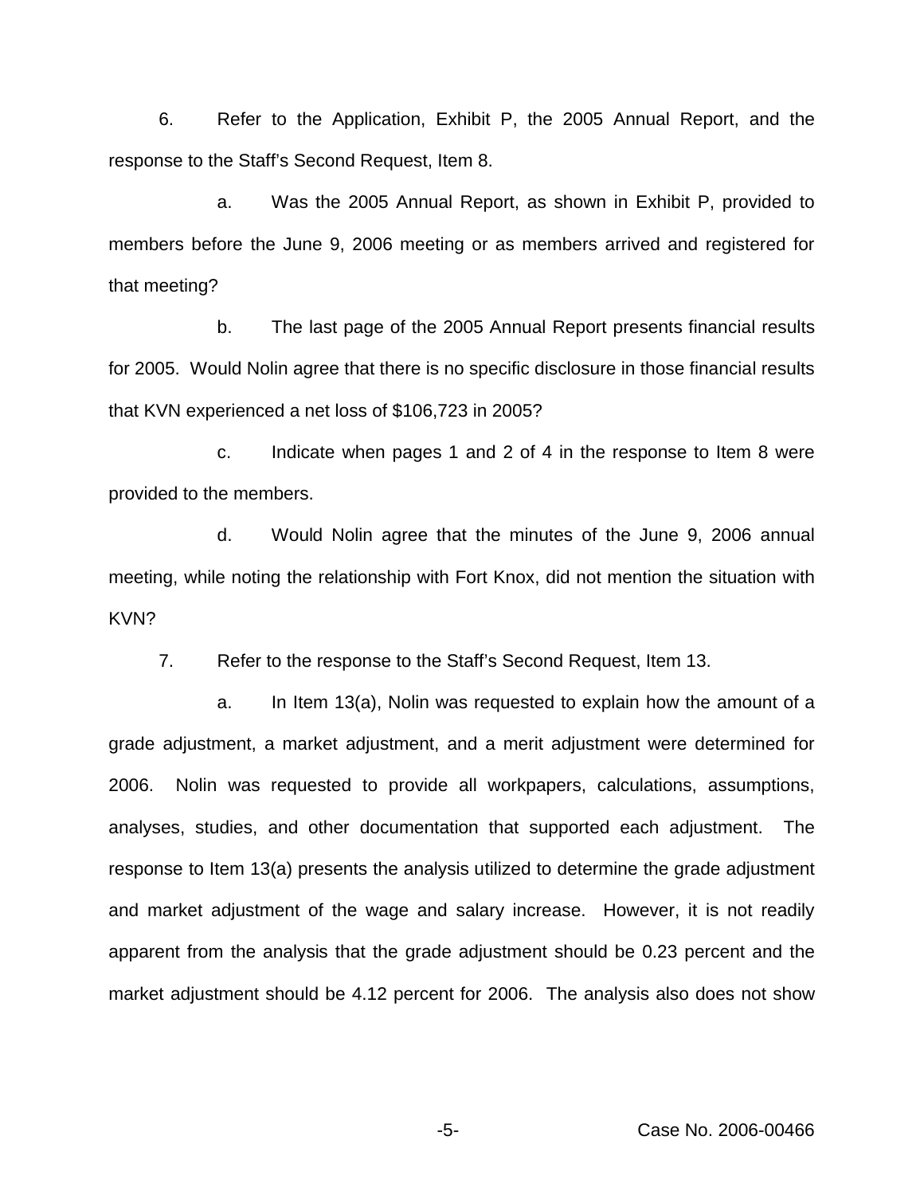6. Refer to the Application, Exhibit P, the 2005 Annual Report, and the response to the Staff's Second Request, Item 8.

   a. Was the 2005 Annual Report, as shown in Exhibit P, provided to members before the June 9, 2006 meeting or as members arrived and registered for that meeting?

   b. The last page of the 2005 Annual Report presents financial results for 2005. Would Nolin agree that there is no specific disclosure in those financial results that KVN experienced a net loss of $106,723 in 2005?

   c. Indicate when pages 1 and 2 of 4 in the response to Item 8 were provided to the members.

   d. Would Nolin agree that the minutes of the June 9, 2006 annual meeting, while noting the relationship with Fort Knox, did not mention the situation with KVN?

7. Refer to the response to the Staff's Second Request, Item 13.

   a. In Item 13(a), Nolin was requested to explain how the amount of a grade adjustment, a market adjustment, and a merit adjustment were determined for 2006. Nolin was requested to provide all workpapers, calculations, assumptions, analyses, studies, and other documentation that supported each adjustment. The response to Item 13(a) presents the analysis utilized to determine the grade adjustment and market adjustment of the wage and salary increase. However, it is not readily apparent from the analysis that the grade adjustment should be 0.23 percent and the market adjustment should be 4.12 percent for 2006. The analysis also does not show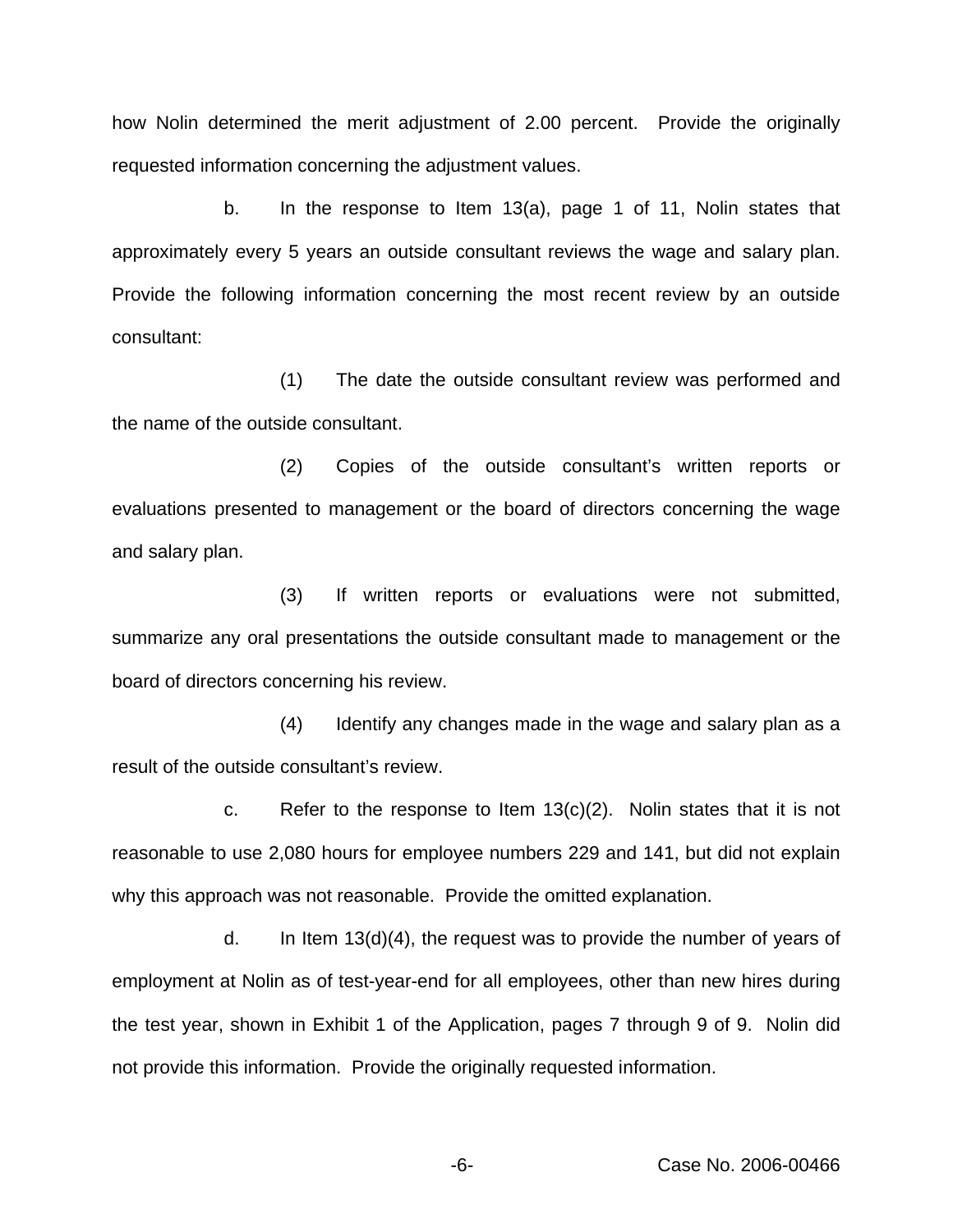how Nolin determined the merit adjustment of 2.00 percent. Provide the originally requested information concerning the adjustment values.

b. In the response to Item 13(a), page 1 of 11, Nolin states that approximately every 5 years an outside consultant reviews the wage and salary plan. Provide the following information concerning the most recent review by an outside consultant:

(1) The date the outside consultant review was performed and the name of the outside consultant.

(2) Copies of the outside consultant's written reports or evaluations presented to management or the board of directors concerning the wage and salary plan.

(3) If written reports or evaluations were not submitted, summarize any oral presentations the outside consultant made to management or the board of directors concerning his review.

(4) Identify any changes made in the wage and salary plan as a result of the outside consultant's review.

c. Refer to the response to Item 13(c)(2). Nolin states that it is not reasonable to use 2,080 hours for employee numbers 229 and 141, but did not explain why this approach was not reasonable. Provide the omitted explanation.

d. In Item 13(d)(4), the request was to provide the number of years of employment at Nolin as of test-year-end for all employees, other than new hires during the test year, shown in Exhibit 1 of the Application, pages 7 through 9 of 9. Nolin did not provide this information. Provide the originally requested information.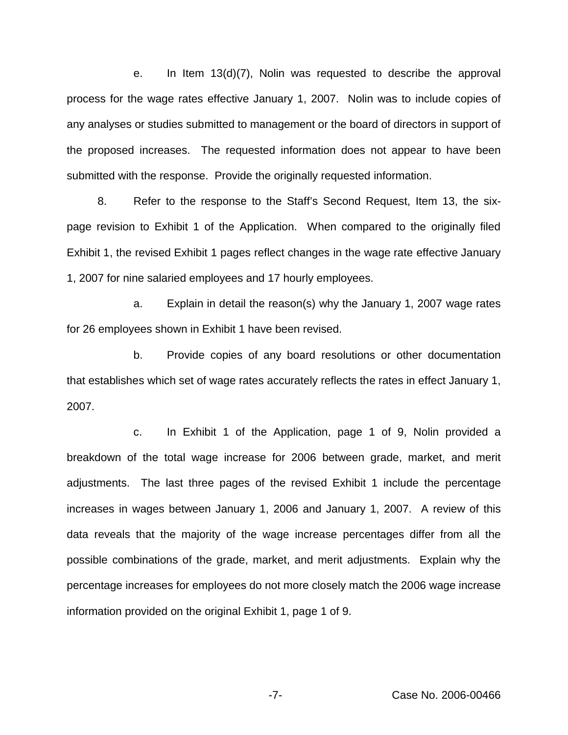e. In Item 13(d)(7), Nolin was requested to describe the approval process for the wage rates effective January 1, 2007. Nolin was to include copies of any analyses or studies submitted to management or the board of directors in support of the proposed increases. The requested information does not appear to have been submitted with the response. Provide the originally requested information.

8. Refer to the response to the Staff's Second Request, Item 13, the six-page revision to Exhibit 1 of the Application. When compared to the originally filed Exhibit 1, the revised Exhibit 1 pages reflect changes in the wage rate effective January 1, 2007 for nine salaried employees and 17 hourly employees.

a. Explain in detail the reason(s) why the January 1, 2007 wage rates for 26 employees shown in Exhibit 1 have been revised.

b. Provide copies of any board resolutions or other documentation that establishes which set of wage rates accurately reflects the rates in effect January 1, 2007.

c. In Exhibit 1 of the Application, page 1 of 9, Nolin provided a breakdown of the total wage increase for 2006 between grade, market, and merit adjustments. The last three pages of the revised Exhibit 1 include the percentage increases in wages between January 1, 2006 and January 1, 2007. A review of this data reveals that the majority of the wage increase percentages differ from all the possible combinations of the grade, market, and merit adjustments. Explain why the percentage increases for employees do not more closely match the 2006 wage increase information provided on the original Exhibit 1, page 1 of 9.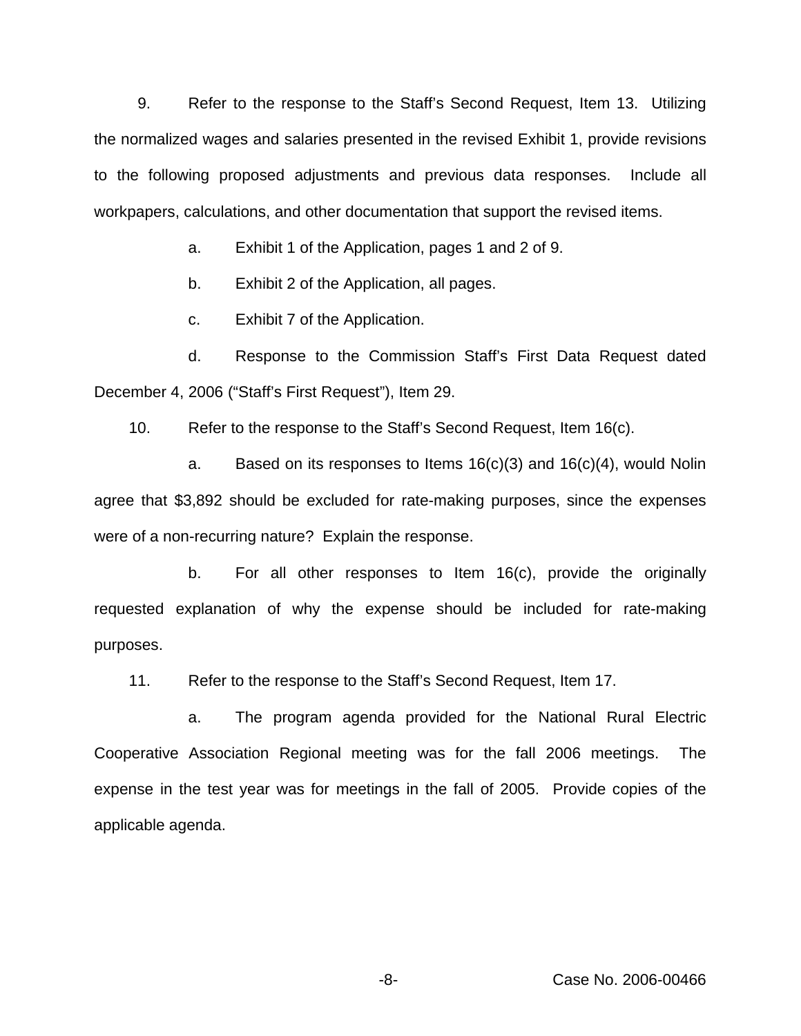9. Refer to the response to the Staff's Second Request, Item 13. Utilizing the normalized wages and salaries presented in the revised Exhibit 1, provide revisions to the following proposed adjustments and previous data responses. Include all workpapers, calculations, and other documentation that support the revised items.

a. Exhibit 1 of the Application, pages 1 and 2 of 9.

b. Exhibit 2 of the Application, all pages.

c. Exhibit 7 of the Application.

d. Response to the Commission Staff's First Data Request dated December 4, 2006 ("Staff's First Request"), Item 29.

10. Refer to the response to the Staff's Second Request, Item 16(c).

a. Based on its responses to Items 16(c)(3) and 16(c)(4), would Nolin agree that $3,892 should be excluded for rate-making purposes, since the expenses were of a non-recurring nature? Explain the response.

b. For all other responses to Item 16(c), provide the originally requested explanation of why the expense should be included for rate-making purposes.

11. Refer to the response to the Staff's Second Request, Item 17.

a. The program agenda provided for the National Rural Electric Cooperative Association Regional meeting was for the fall 2006 meetings. The expense in the test year was for meetings in the fall of 2005. Provide copies of the applicable agenda.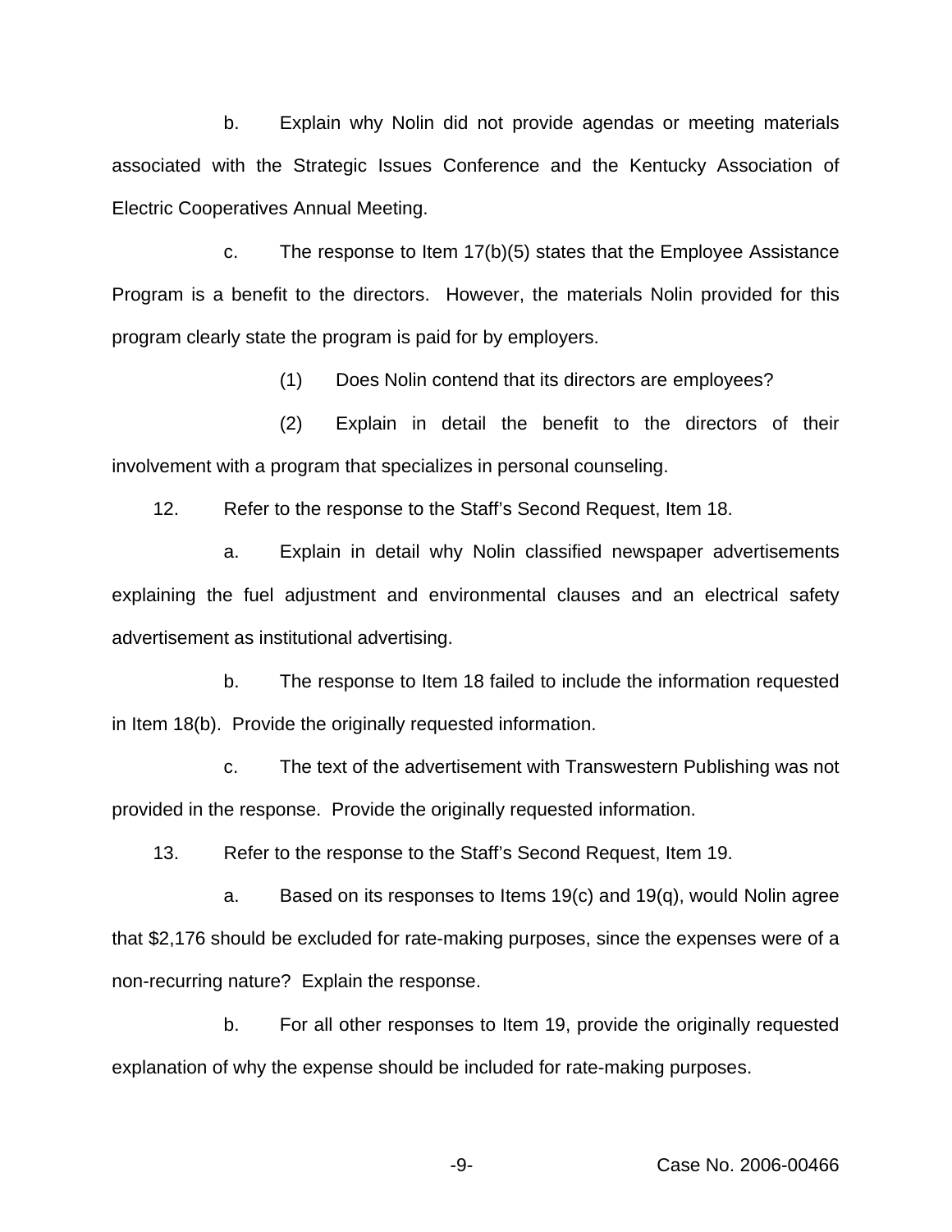b. Explain why Nolin did not provide agendas or meeting materials associated with the Strategic Issues Conference and the Kentucky Association of Electric Cooperatives Annual Meeting.

c. The response to Item 17(b)(5) states that the Employee Assistance Program is a benefit to the directors. However, the materials Nolin provided for this program clearly state the program is paid for by employers.

(1) Does Nolin contend that its directors are employees?

(2) Explain in detail the benefit to the directors of their involvement with a program that specializes in personal counseling.

12. Refer to the response to the Staff's Second Request, Item 18.

a. Explain in detail why Nolin classified newspaper advertisements explaining the fuel adjustment and environmental clauses and an electrical safety advertisement as institutional advertising.

b. The response to Item 18 failed to include the information requested in Item 18(b). Provide the originally requested information.

c. The text of the advertisement with Transwestern Publishing was not provided in the response. Provide the originally requested information.

13. Refer to the response to the Staff's Second Request, Item 19.

a. Based on its responses to Items 19(c) and 19(q), would Nolin agree that $2,176 should be excluded for rate-making purposes, since the expenses were of a non-recurring nature? Explain the response.

b. For all other responses to Item 19, provide the originally requested explanation of why the expense should be included for rate-making purposes.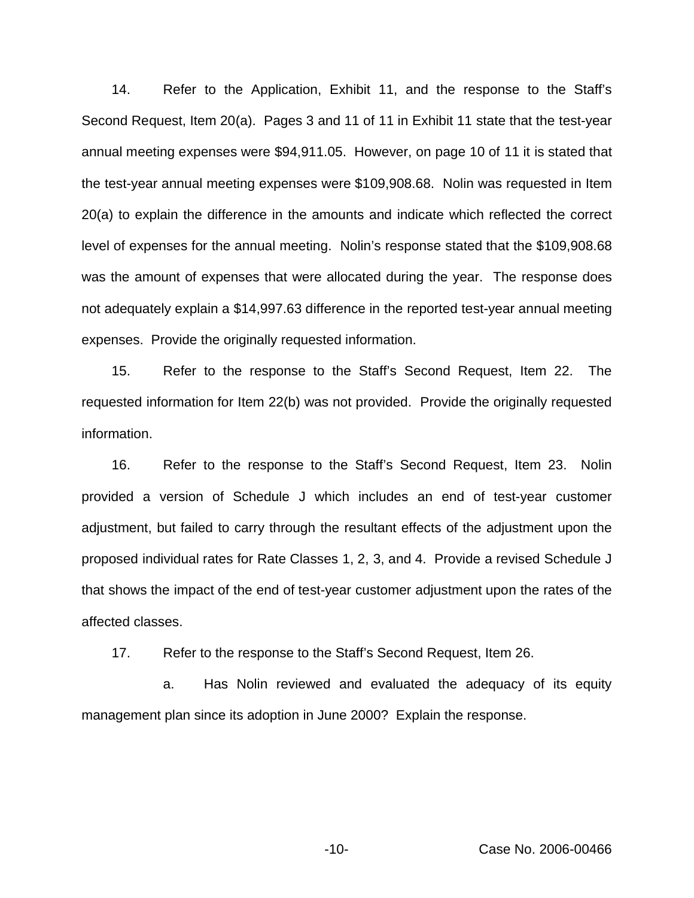14. Refer to the Application, Exhibit 11, and the response to the Staff's Second Request, Item 20(a). Pages 3 and 11 of 11 in Exhibit 11 state that the test-year annual meeting expenses were $94,911.05. However, on page 10 of 11 it is stated that the test-year annual meeting expenses were $109,908.68. Nolin was requested in Item 20(a) to explain the difference in the amounts and indicate which reflected the correct level of expenses for the annual meeting. Nolin's response stated that the $109,908.68 was the amount of expenses that were allocated during the year. The response does not adequately explain a $14,997.63 difference in the reported test-year annual meeting expenses. Provide the originally requested information.

15. Refer to the response to the Staff's Second Request, Item 22. The requested information for Item 22(b) was not provided. Provide the originally requested information.

16. Refer to the response to the Staff's Second Request, Item 23. Nolin provided a version of Schedule J which includes an end of test-year customer adjustment, but failed to carry through the resultant effects of the adjustment upon the proposed individual rates for Rate Classes 1, 2, 3, and 4. Provide a revised Schedule J that shows the impact of the end of test-year customer adjustment upon the rates of the affected classes.

17. Refer to the response to the Staff's Second Request, Item 26.

a. Has Nolin reviewed and evaluated the adequacy of its equity management plan since its adoption in June 2000? Explain the response.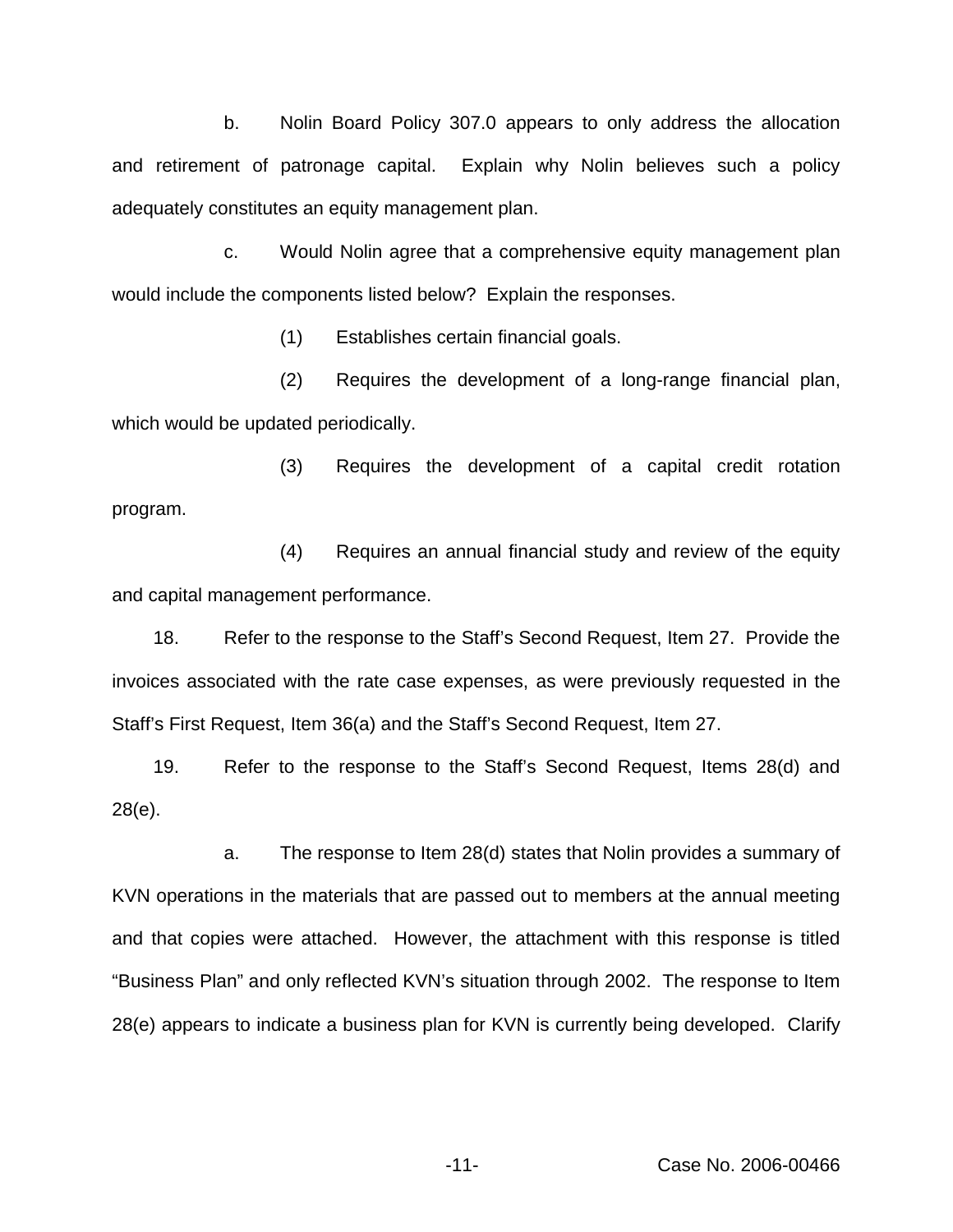b. Nolin Board Policy 307.0 appears to only address the allocation and retirement of patronage capital. Explain why Nolin believes such a policy adequately constitutes an equity management plan.

c. Would Nolin agree that a comprehensive equity management plan would include the components listed below? Explain the responses.

(1) Establishes certain financial goals.

(2) Requires the development of a long-range financial plan, which would be updated periodically.

(3) Requires the development of a capital credit rotation program.

(4) Requires an annual financial study and review of the equity and capital management performance.

18. Refer to the response to the Staff's Second Request, Item 27. Provide the invoices associated with the rate case expenses, as were previously requested in the Staff's First Request, Item 36(a) and the Staff's Second Request, Item 27.

19. Refer to the response to the Staff's Second Request, Items 28(d) and 28(e).

a. The response to Item 28(d) states that Nolin provides a summary of KVN operations in the materials that are passed out to members at the annual meeting and that copies were attached. However, the attachment with this response is titled "Business Plan" and only reflected KVN's situation through 2002. The response to Item 28(e) appears to indicate a business plan for KVN is currently being developed. Clarify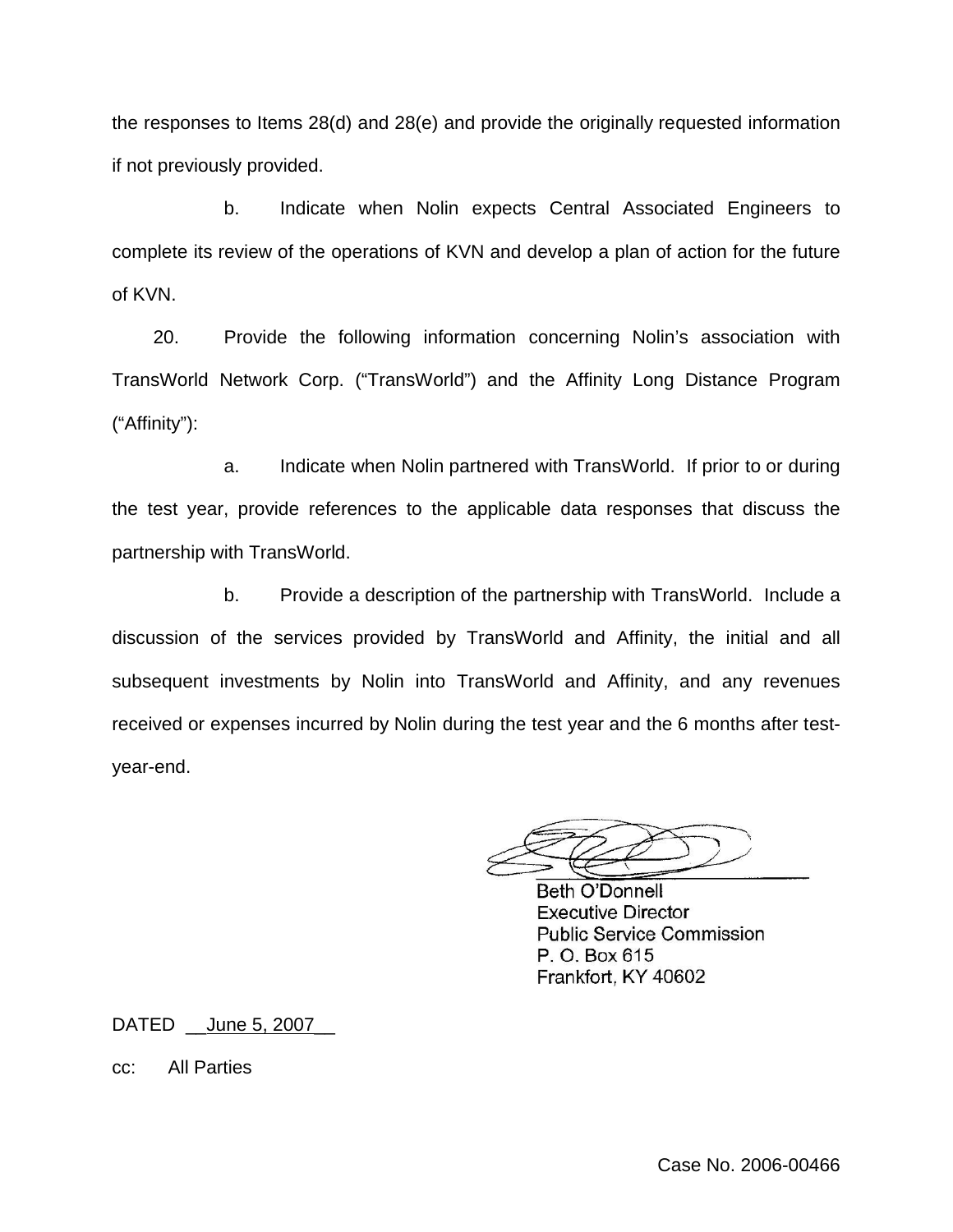the responses to Items 28(d) and 28(e) and provide the originally requested information if not previously provided.

b. Indicate when Nolin expects Central Associated Engineers to complete its review of the operations of KVN and develop a plan of action for the future of KVN.

20. Provide the following information concerning Nolin's association with TransWorld Network Corp. ("TransWorld") and the Affinity Long Distance Program ("Affinity"):

a. Indicate when Nolin partnered with TransWorld. If prior to or during the test year, provide references to the applicable data responses that discuss the partnership with TransWorld.

b. Provide a description of the partnership with TransWorld. Include a discussion of the services provided by TransWorld and Affinity, the initial and all subsequent investments by Nolin into TransWorld and Affinity, and any revenues received or expenses incurred by Nolin during the test year and the 6 months after test-year-end.

Beth O'Donnell
Executive Director
Public Service Commission
P. O. Box 615
Frankfort, KY 40602

DATED __June 5, 2007__

cc: All Parties

Case No. 2006-00466